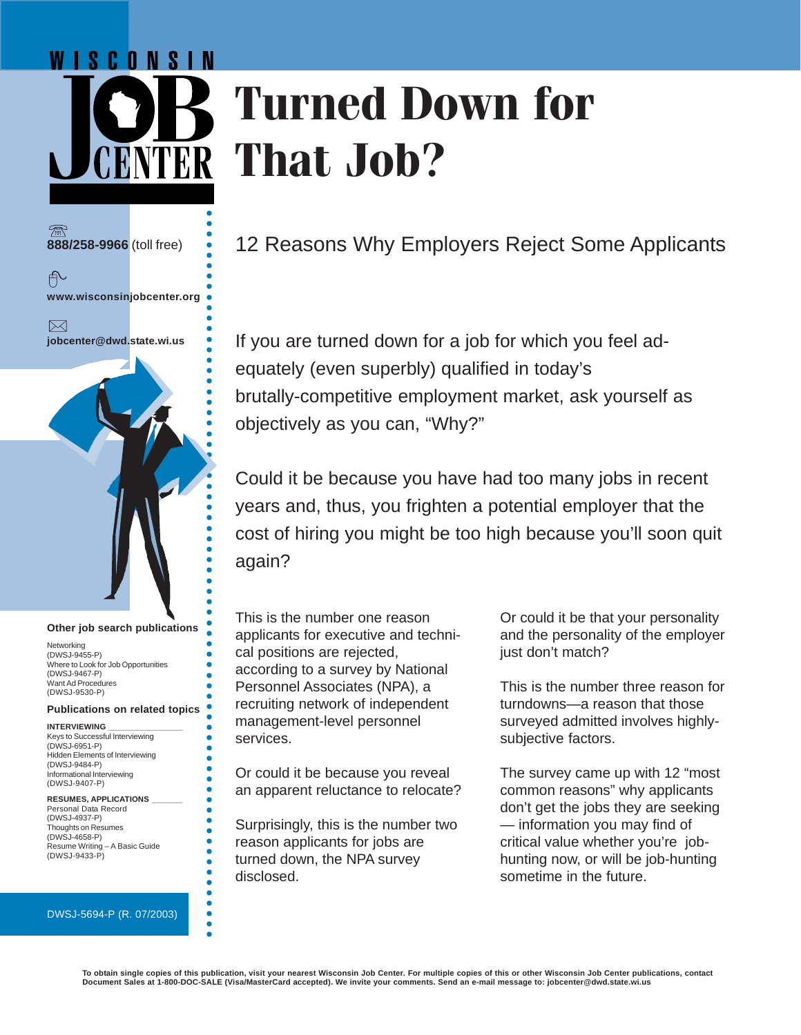WISCONSIN JOB CENTER

# Turned Down for That Job?

888/258-9966 (toll free)

www.wisconsinjobcenter.org

jobcenter@dwd.state.wi.us

## 12 Reasons Why Employers Reject Some Applicants

If you are turned down for a job for which you feel adequately (even superbly) qualified in today's brutally-competitive employment market, ask yourself as objectively as you can, "Why?"

Could it be because you have had too many jobs in recent years and, thus, you frighten a potential employer that the cost of hiring you might be too high because you'll soon quit again?

This is the number one reason applicants for executive and technical positions are rejected, according to a survey by National Personnel Associates (NPA), a recruiting network of independent management-level personnel services.

Or could it be because you reveal an apparent reluctance to relocate?

Surprisingly, this is the number two reason applicants for jobs are turned down, the NPA survey disclosed.

Or could it be that your personality and the personality of the employer just don't match?

This is the number three reason for turndowns—a reason that those surveyed admitted involves highly-subjective factors.

The survey came up with 12 "most common reasons" why applicants don't get the jobs they are seeking — information you may find of critical value whether you're job-hunting now, or will be job-hunting sometime in the future.

**Other job search publications**

Networking
(DWSJ-9455-P)
Where to Look for Job Opportunities
(DWSJ-9467-P)
Want Ad Procedures
(DWSJ-9530-P)

**Publications on related topics**

**INTERVIEWING**
Keys to Successful Interviewing
(DWSJ-6951-P)
Hidden Elements of Interviewing
(DWSJ-9484-P)
Informational Interviewing
(DWSJ-9407-P)

**RESUMES, APPLICATIONS**
Personal Data Record
(DWSJ-4937-P)
Thoughts on Resumes
(DWSJ-4658-P)
Resume Writing – A Basic Guide
(DWSJ-9433-P)

DWSJ-5694-P (R. 07/2003)

**To obtain single copies of this publication, visit your nearest Wisconsin Job Center. For multiple copies of this or other Wisconsin Job Center publications, contact Document Sales at 1-800-DOC-SALE (Visa/MasterCard accepted). We invite your comments. Send an e-mail message to: jobcenter@dwd.state.wi.us**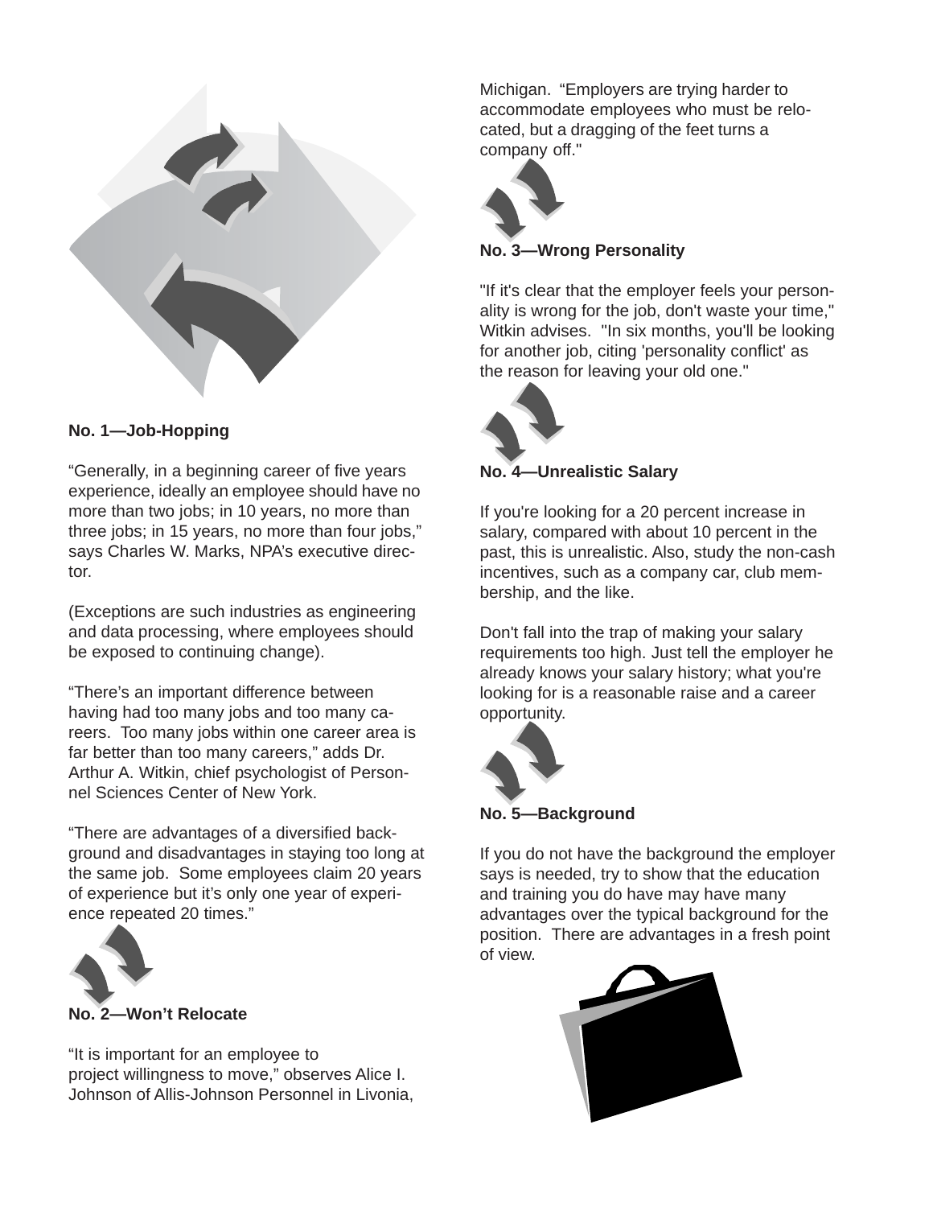### No. 1—Job-Hopping

"Generally, in a beginning career of five years experience, ideally an employee should have no more than two jobs; in 10 years, no more than three jobs; in 15 years, no more than four jobs," says Charles W. Marks, NPA's executive director.

(Exceptions are such industries as engineering and data processing, where employees should be exposed to continuing change).

"There's an important difference between having had too many jobs and too many careers. Too many jobs within one career area is far better than too many careers," adds Dr. Arthur A. Witkin, chief psychologist of Personnel Sciences Center of New York.

"There are advantages of a diversified background and disadvantages in staying too long at the same job. Some employees claim 20 years of experience but it's only one year of experience repeated 20 times."

### No. 2—Won't Relocate

"It is important for an employee to project willingness to move," observes Alice I. Johnson of Allis-Johnson Personnel in Livonia, Michigan. "Employers are trying harder to accommodate employees who must be relocated, but a dragging of the feet turns a company off."

### No. 3—Wrong Personality

"If it's clear that the employer feels your personality is wrong for the job, don't waste your time," Witkin advises. "In six months, you'll be looking for another job, citing 'personality conflict' as the reason for leaving your old one."

### No. 4—Unrealistic Salary

If you're looking for a 20 percent increase in salary, compared with about 10 percent in the past, this is unrealistic. Also, study the non-cash incentives, such as a company car, club membership, and the like.

Don't fall into the trap of making your salary requirements too high. Just tell the employer he already knows your salary history; what you're looking for is a reasonable raise and a career opportunity.

### No. 5—Background

If you do not have the background the employer says is needed, try to show that the education and training you do have may have many advantages over the typical background for the position. There are advantages in a fresh point of view.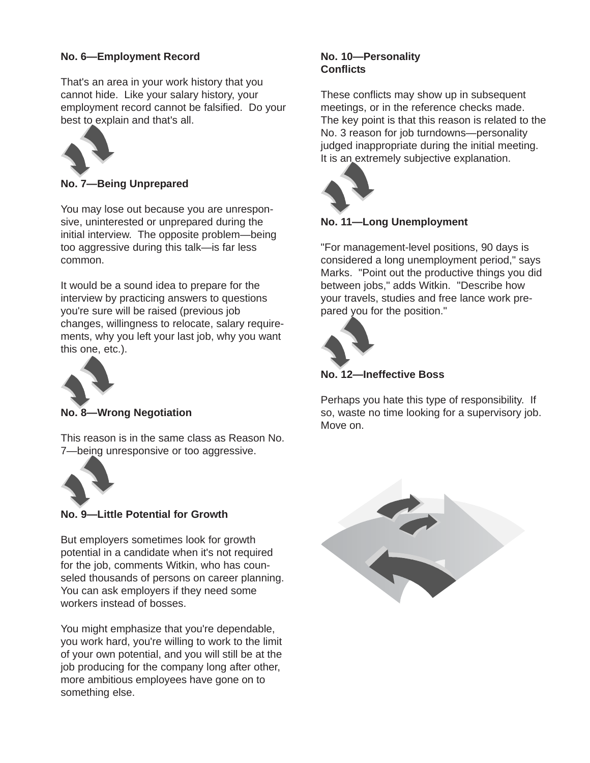**No. 6—Employment Record**

That's an area in your work history that you cannot hide. Like your salary history, your employment record cannot be falsified. Do your best to explain and that's all.

**No. 7—Being Unprepared**

You may lose out because you are unresponsive, uninterested or unprepared during the initial interview. The opposite problem—being too aggressive during this talk—is far less common.

It would be a sound idea to prepare for the interview by practicing answers to questions you're sure will be raised (previous job changes, willingness to relocate, salary requirements, why you left your last job, why you want this one, etc.).

**No. 8—Wrong Negotiation**

This reason is in the same class as Reason No. 7—being unresponsive or too aggressive.

**No. 9—Little Potential for Growth**

But employers sometimes look for growth potential in a candidate when it's not required for the job, comments Witkin, who has counseled thousands of persons on career planning. You can ask employers if they need some workers instead of bosses.

You might emphasize that you're dependable, you work hard, you're willing to work to the limit of your own potential, and you will still be at the job producing for the company long after other, more ambitious employees have gone on to something else.

**No. 10—Personality Conflicts**

These conflicts may show up in subsequent meetings, or in the reference checks made. The key point is that this reason is related to the No. 3 reason for job turndowns—personality judged inappropriate during the initial meeting. It is an extremely subjective explanation.

**No. 11—Long Unemployment**

"For management-level positions, 90 days is considered a long unemployment period," says Marks. "Point out the productive things you did between jobs," adds Witkin. "Describe how your travels, studies and free lance work prepared you for the position."

**No. 12—Ineffective Boss**

Perhaps you hate this type of responsibility. If so, waste no time looking for a supervisory job. Move on.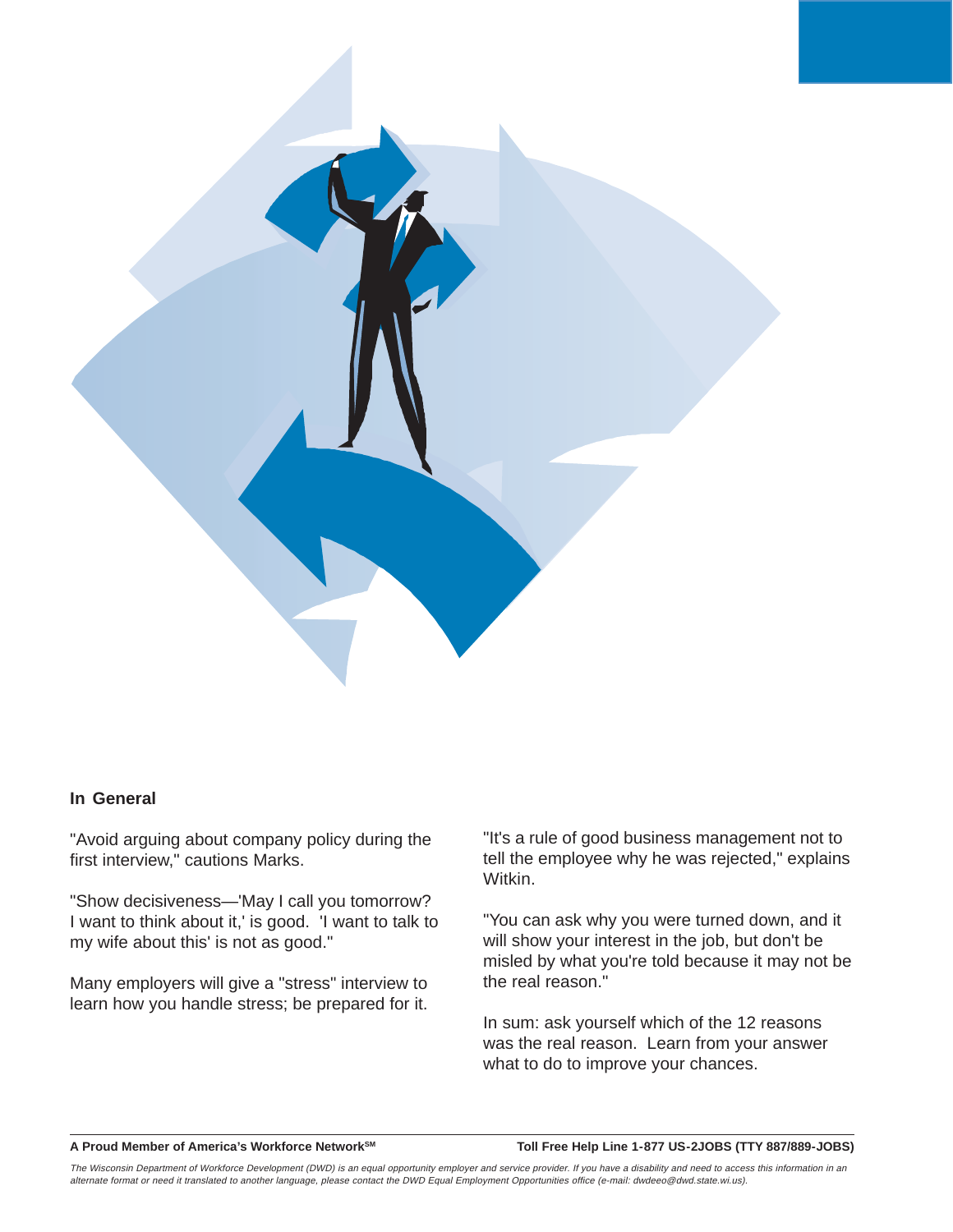**In General**

"Avoid arguing about company policy during the first interview," cautions Marks.

"Show decisiveness—'May I call you tomorrow? I want to think about it,' is good. 'I want to talk to my wife about this' is not as good."

Many employers will give a "stress" interview to learn how you handle stress; be prepared for it.

"It's a rule of good business management not to tell the employee why he was rejected," explains Witkin.

"You can ask why you were turned down, and it will show your interest in the job, but don't be misled by what you're told because it may not be the real reason."

In sum: ask yourself which of the 12 reasons was the real reason. Learn from your answer what to do to improve your chances.

**A Proud Member of America's Workforce Network**SM

**Toll Free Help Line 1-877 US-2JOBS (TTY 887/889-JOBS)**

*The Wisconsin Department of Workforce Development (DWD) is an equal opportunity employer and service provider. If you have a disability and need to access this information in an alternate format or need it translated to another language, please contact the DWD Equal Employment Opportunities office (e-mail: dwdeeo@dwd.state.wi.us).*